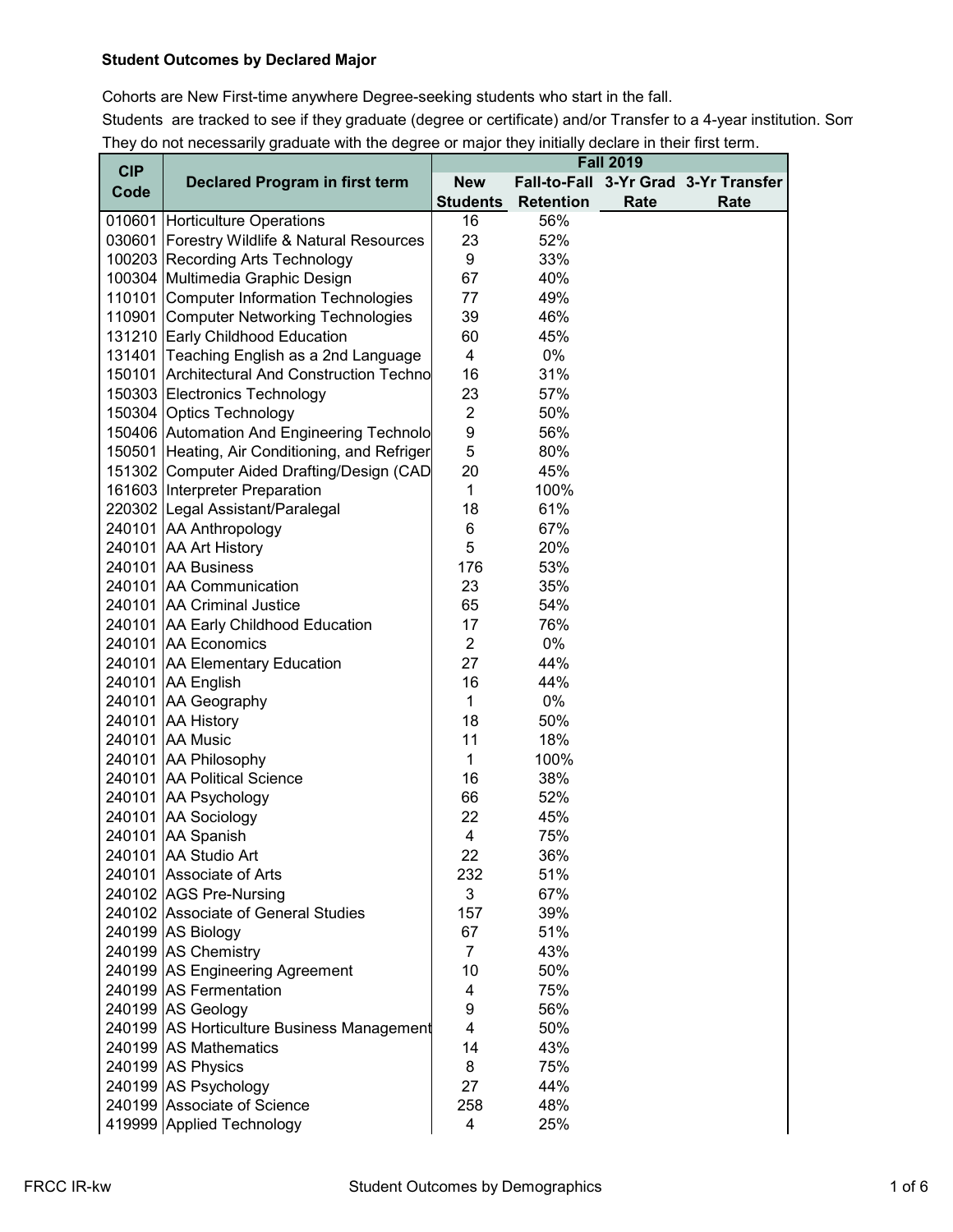**Student Outcomes by Declared Major**

Cohorts are New First-time anywhere Degree-seeking students who start in the fall.

Students are tracked to see if they graduate (degree or certificate) and/or Transfer to a 4-year institution. Som

They do not necessarily graduate with the degree or major they initially declare in their first term.

| CIP Code | Declared Program in first term | Fall 2019 | | | |
|---|---|---|---|---|---|
| | | New Students | Fall-to-Fall Retention | 3-Yr Grad Rate | 3-Yr Transfer Rate |
| 010601 | Horticulture Operations | 16 | 56% | | |
| 030601 | Forestry Wildlife & Natural Resources | 23 | 52% | | |
| 100203 | Recording Arts Technology | 9 | 33% | | |
| 100304 | Multimedia Graphic Design | 67 | 40% | | |
| 110101 | Computer Information Technologies | 77 | 49% | | |
| 110901 | Computer Networking Technologies | 39 | 46% | | |
| 131210 | Early Childhood Education | 60 | 45% | | |
| 131401 | Teaching English as a 2nd Language | 4 | 0% | | |
| 150101 | Architectural And Construction Techno | 16 | 31% | | |
| 150303 | Electronics Technology | 23 | 57% | | |
| 150304 | Optics Technology | 2 | 50% | | |
| 150406 | Automation And Engineering Technolo | 9 | 56% | | |
| 150501 | Heating, Air Conditioning, and Refriger | 5 | 80% | | |
| 151302 | Computer Aided Drafting/Design (CAD | 20 | 45% | | |
| 161603 | Interpreter Preparation | 1 | 100% | | |
| 220302 | Legal Assistant/Paralegal | 18 | 61% | | |
| 240101 | AA Anthropology | 6 | 67% | | |
| 240101 | AA Art History | 5 | 20% | | |
| 240101 | AA Business | 176 | 53% | | |
| 240101 | AA Communication | 23 | 35% | | |
| 240101 | AA Criminal Justice | 65 | 54% | | |
| 240101 | AA Early Childhood Education | 17 | 76% | | |
| 240101 | AA Economics | 2 | 0% | | |
| 240101 | AA Elementary Education | 27 | 44% | | |
| 240101 | AA English | 16 | 44% | | |
| 240101 | AA Geography | 1 | 0% | | |
| 240101 | AA History | 18 | 50% | | |
| 240101 | AA Music | 11 | 18% | | |
| 240101 | AA Philosophy | 1 | 100% | | |
| 240101 | AA Political Science | 16 | 38% | | |
| 240101 | AA Psychology | 66 | 52% | | |
| 240101 | AA Sociology | 22 | 45% | | |
| 240101 | AA Spanish | 4 | 75% | | |
| 240101 | AA Studio Art | 22 | 36% | | |
| 240101 | Associate of Arts | 232 | 51% | | |
| 240102 | AGS Pre-Nursing | 3 | 67% | | |
| 240102 | Associate of General Studies | 157 | 39% | | |
| 240199 | AS Biology | 67 | 51% | | |
| 240199 | AS Chemistry | 7 | 43% | | |
| 240199 | AS Engineering Agreement | 10 | 50% | | |
| 240199 | AS Fermentation | 4 | 75% | | |
| 240199 | AS Geology | 9 | 56% | | |
| 240199 | AS Horticulture Business Management | 4 | 50% | | |
| 240199 | AS Mathematics | 14 | 43% | | |
| 240199 | AS Physics | 8 | 75% | | |
| 240199 | AS Psychology | 27 | 44% | | |
| 240199 | Associate of Science | 258 | 48% | | |
| 419999 | Applied Technology | 4 | 25% | | |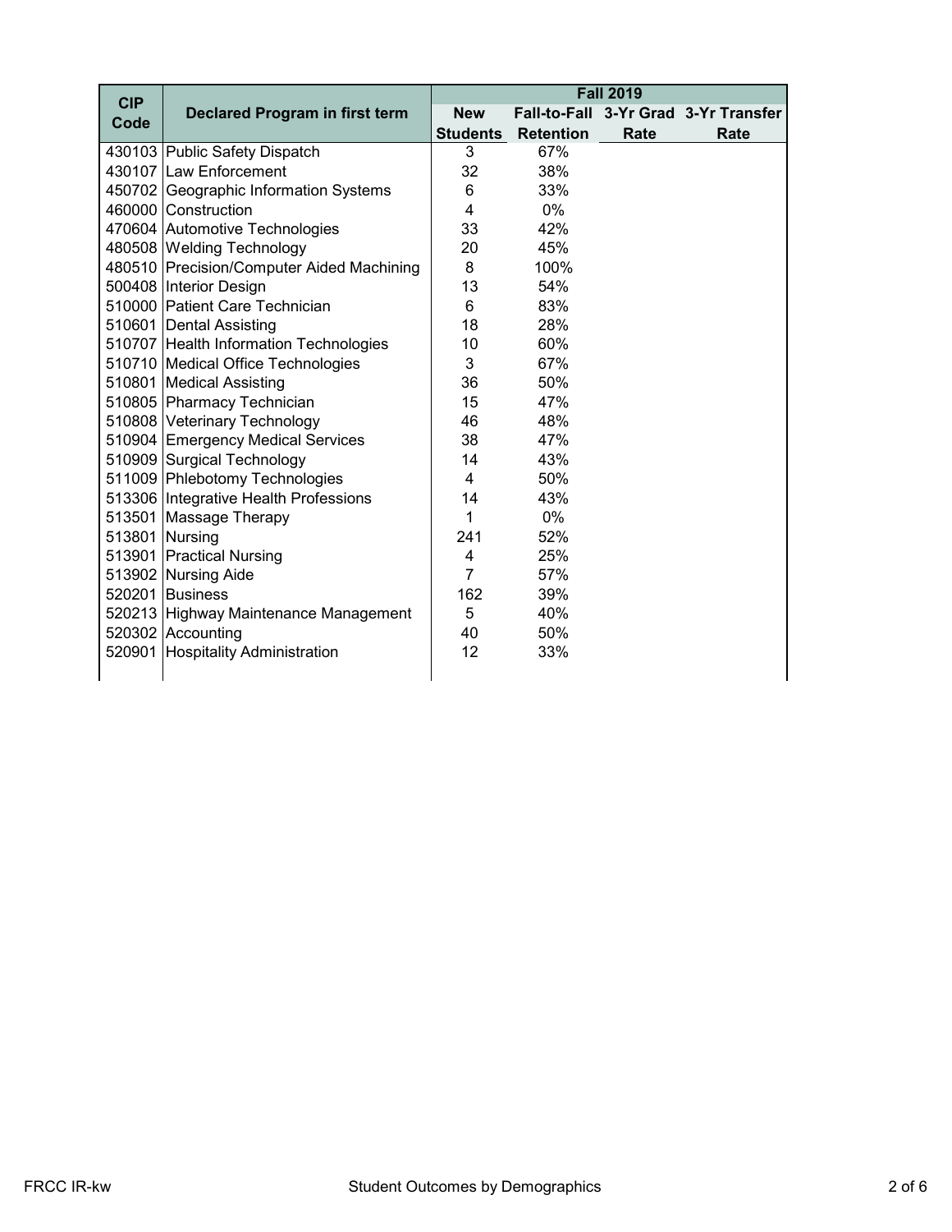| CIP Code | Declared Program in first term | Fall 2019 | | | |
|---|---|---|---|---|---|
| | | New Students | Fall-to-Fall Retention | 3-Yr Grad Rate | 3-Yr Transfer Rate |
| 430103 | Public Safety Dispatch | 3 | 67% | | |
| 430107 | Law Enforcement | 32 | 38% | | |
| 450702 | Geographic Information Systems | 6 | 33% | | |
| 460000 | Construction | 4 | 0% | | |
| 470604 | Automotive Technologies | 33 | 42% | | |
| 480508 | Welding Technology | 20 | 45% | | |
| 480510 | Precision/Computer Aided Machining | 8 | 100% | | |
| 500408 | Interior Design | 13 | 54% | | |
| 510000 | Patient Care Technician | 6 | 83% | | |
| 510601 | Dental Assisting | 18 | 28% | | |
| 510707 | Health Information Technologies | 10 | 60% | | |
| 510710 | Medical Office Technologies | 3 | 67% | | |
| 510801 | Medical Assisting | 36 | 50% | | |
| 510805 | Pharmacy Technician | 15 | 47% | | |
| 510808 | Veterinary Technology | 46 | 48% | | |
| 510904 | Emergency Medical Services | 38 | 47% | | |
| 510909 | Surgical Technology | 14 | 43% | | |
| 511009 | Phlebotomy Technologies | 4 | 50% | | |
| 513306 | Integrative Health Professions | 14 | 43% | | |
| 513501 | Massage Therapy | 1 | 0% | | |
| 513801 | Nursing | 241 | 52% | | |
| 513901 | Practical Nursing | 4 | 25% | | |
| 513902 | Nursing Aide | 7 | 57% | | |
| 520201 | Business | 162 | 39% | | |
| 520213 | Highway Maintenance Management | 5 | 40% | | |
| 520302 | Accounting | 40 | 50% | | |
| 520901 | Hospitality Administration | 12 | 33% | | |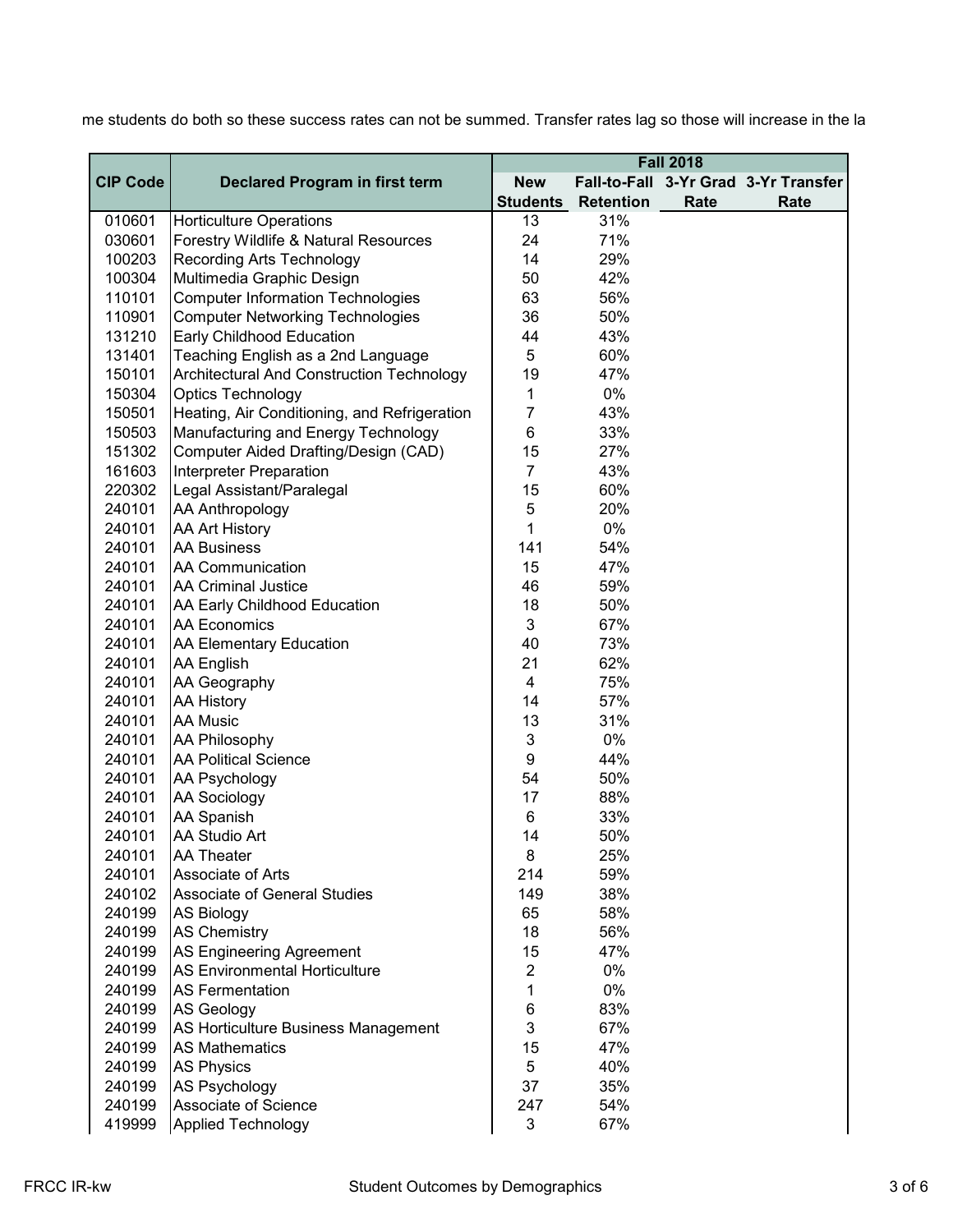me students do both so these success rates can not be summed. Transfer rates lag so those will increase in the la

| CIP Code | Declared Program in first term | Fall 2018 | | | |
|---|---|---|---|---|---|
| | | New Students | Fall-to-Fall Retention | 3-Yr Grad Rate | 3-Yr Transfer Rate |
| 010601 | Horticulture Operations | 13 | 31% | | |
| 030601 | Forestry Wildlife & Natural Resources | 24 | 71% | | |
| 100203 | Recording Arts Technology | 14 | 29% | | |
| 100304 | Multimedia Graphic Design | 50 | 42% | | |
| 110101 | Computer Information Technologies | 63 | 56% | | |
| 110901 | Computer Networking Technologies | 36 | 50% | | |
| 131210 | Early Childhood Education | 44 | 43% | | |
| 131401 | Teaching English as a 2nd Language | 5 | 60% | | |
| 150101 | Architectural And Construction Technology | 19 | 47% | | |
| 150304 | Optics Technology | 1 | 0% | | |
| 150501 | Heating, Air Conditioning, and Refrigeration | 7 | 43% | | |
| 150503 | Manufacturing and Energy Technology | 6 | 33% | | |
| 151302 | Computer Aided Drafting/Design (CAD) | 15 | 27% | | |
| 161603 | Interpreter Preparation | 7 | 43% | | |
| 220302 | Legal Assistant/Paralegal | 15 | 60% | | |
| 240101 | AA Anthropology | 5 | 20% | | |
| 240101 | AA Art History | 1 | 0% | | |
| 240101 | AA Business | 141 | 54% | | |
| 240101 | AA Communication | 15 | 47% | | |
| 240101 | AA Criminal Justice | 46 | 59% | | |
| 240101 | AA Early Childhood Education | 18 | 50% | | |
| 240101 | AA Economics | 3 | 67% | | |
| 240101 | AA Elementary Education | 40 | 73% | | |
| 240101 | AA English | 21 | 62% | | |
| 240101 | AA Geography | 4 | 75% | | |
| 240101 | AA History | 14 | 57% | | |
| 240101 | AA Music | 13 | 31% | | |
| 240101 | AA Philosophy | 3 | 0% | | |
| 240101 | AA Political Science | 9 | 44% | | |
| 240101 | AA Psychology | 54 | 50% | | |
| 240101 | AA Sociology | 17 | 88% | | |
| 240101 | AA Spanish | 6 | 33% | | |
| 240101 | AA Studio Art | 14 | 50% | | |
| 240101 | AA Theater | 8 | 25% | | |
| 240101 | Associate of Arts | 214 | 59% | | |
| 240102 | Associate of General Studies | 149 | 38% | | |
| 240199 | AS Biology | 65 | 58% | | |
| 240199 | AS Chemistry | 18 | 56% | | |
| 240199 | AS Engineering Agreement | 15 | 47% | | |
| 240199 | AS Environmental Horticulture | 2 | 0% | | |
| 240199 | AS Fermentation | 1 | 0% | | |
| 240199 | AS Geology | 6 | 83% | | |
| 240199 | AS Horticulture Business Management | 3 | 67% | | |
| 240199 | AS Mathematics | 15 | 47% | | |
| 240199 | AS Physics | 5 | 40% | | |
| 240199 | AS Psychology | 37 | 35% | | |
| 240199 | Associate of Science | 247 | 54% | | |
| 419999 | Applied Technology | 3 | 67% | | |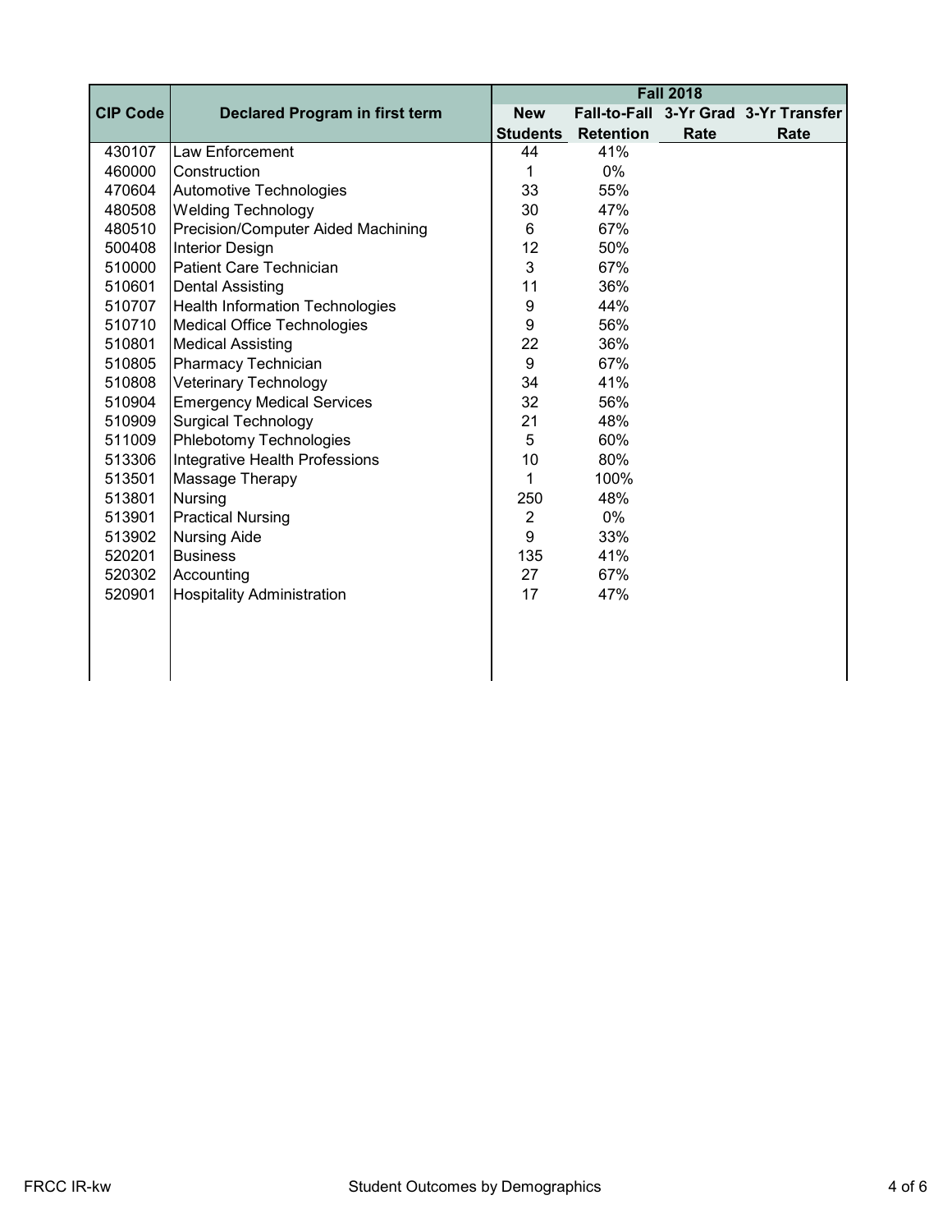| CIP Code | Declared Program in first term | Fall 2018 | | | |
|---|---|---|---|---|---|
| | | New Students | Fall-to-Fall Retention | 3-Yr Grad Rate | 3-Yr Transfer Rate |
| 430107 | Law Enforcement | 44 | 41% | | |
| 460000 | Construction | 1 | 0% | | |
| 470604 | Automotive Technologies | 33 | 55% | | |
| 480508 | Welding Technology | 30 | 47% | | |
| 480510 | Precision/Computer Aided Machining | 6 | 67% | | |
| 500408 | Interior Design | 12 | 50% | | |
| 510000 | Patient Care Technician | 3 | 67% | | |
| 510601 | Dental Assisting | 11 | 36% | | |
| 510707 | Health Information Technologies | 9 | 44% | | |
| 510710 | Medical Office Technologies | 9 | 56% | | |
| 510801 | Medical Assisting | 22 | 36% | | |
| 510805 | Pharmacy Technician | 9 | 67% | | |
| 510808 | Veterinary Technology | 34 | 41% | | |
| 510904 | Emergency Medical Services | 32 | 56% | | |
| 510909 | Surgical Technology | 21 | 48% | | |
| 511009 | Phlebotomy Technologies | 5 | 60% | | |
| 513306 | Integrative Health Professions | 10 | 80% | | |
| 513501 | Massage Therapy | 1 | 100% | | |
| 513801 | Nursing | 250 | 48% | | |
| 513901 | Practical Nursing | 2 | 0% | | |
| 513902 | Nursing Aide | 9 | 33% | | |
| 520201 | Business | 135 | 41% | | |
| 520302 | Accounting | 27 | 67% | | |
| 520901 | Hospitality Administration | 17 | 47% | | |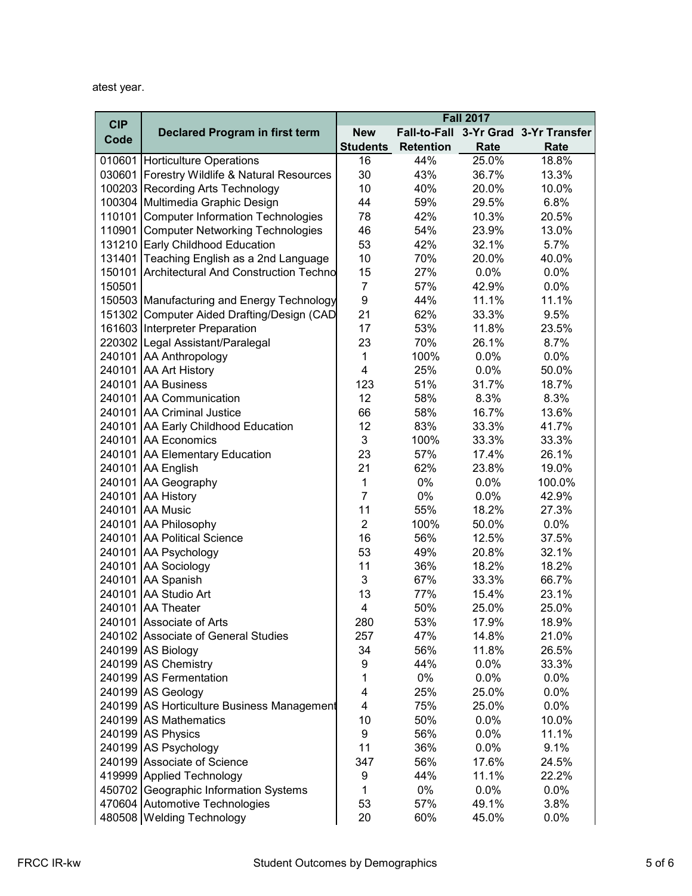atest year.

| CIP Code | Declared Program in first term | Fall 2017 | | | |
|---|---|---|---|---|---|
| | | New Students | Fall-to-Fall Retention | 3-Yr Grad Rate | 3-Yr Transfer Rate |
| 010601 | Horticulture Operations | 16 | 44% | 25.0% | 18.8% |
| 030601 | Forestry Wildlife & Natural Resources | 30 | 43% | 36.7% | 13.3% |
| 100203 | Recording Arts Technology | 10 | 40% | 20.0% | 10.0% |
| 100304 | Multimedia Graphic Design | 44 | 59% | 29.5% | 6.8% |
| 110101 | Computer Information Technologies | 78 | 42% | 10.3% | 20.5% |
| 110901 | Computer Networking Technologies | 46 | 54% | 23.9% | 13.0% |
| 131210 | Early Childhood Education | 53 | 42% | 32.1% | 5.7% |
| 131401 | Teaching English as a 2nd Language | 10 | 70% | 20.0% | 40.0% |
| 150101 | Architectural And Construction Techno | 15 | 27% | 0.0% | 0.0% |
| 150501 | | 7 | 57% | 42.9% | 0.0% |
| 150503 | Manufacturing and Energy Technology | 9 | 44% | 11.1% | 11.1% |
| 151302 | Computer Aided Drafting/Design (CAD | 21 | 62% | 33.3% | 9.5% |
| 161603 | Interpreter Preparation | 17 | 53% | 11.8% | 23.5% |
| 220302 | Legal Assistant/Paralegal | 23 | 70% | 26.1% | 8.7% |
| 240101 | AA Anthropology | 1 | 100% | 0.0% | 0.0% |
| 240101 | AA Art History | 4 | 25% | 0.0% | 50.0% |
| 240101 | AA Business | 123 | 51% | 31.7% | 18.7% |
| 240101 | AA Communication | 12 | 58% | 8.3% | 8.3% |
| 240101 | AA Criminal Justice | 66 | 58% | 16.7% | 13.6% |
| 240101 | AA Early Childhood Education | 12 | 83% | 33.3% | 41.7% |
| 240101 | AA Economics | 3 | 100% | 33.3% | 33.3% |
| 240101 | AA Elementary Education | 23 | 57% | 17.4% | 26.1% |
| 240101 | AA English | 21 | 62% | 23.8% | 19.0% |
| 240101 | AA Geography | 1 | 0% | 0.0% | 100.0% |
| 240101 | AA History | 7 | 0% | 0.0% | 42.9% |
| 240101 | AA Music | 11 | 55% | 18.2% | 27.3% |
| 240101 | AA Philosophy | 2 | 100% | 50.0% | 0.0% |
| 240101 | AA Political Science | 16 | 56% | 12.5% | 37.5% |
| 240101 | AA Psychology | 53 | 49% | 20.8% | 32.1% |
| 240101 | AA Sociology | 11 | 36% | 18.2% | 18.2% |
| 240101 | AA Spanish | 3 | 67% | 33.3% | 66.7% |
| 240101 | AA Studio Art | 13 | 77% | 15.4% | 23.1% |
| 240101 | AA Theater | 4 | 50% | 25.0% | 25.0% |
| 240101 | Associate of Arts | 280 | 53% | 17.9% | 18.9% |
| 240102 | Associate of General Studies | 257 | 47% | 14.8% | 21.0% |
| 240199 | AS Biology | 34 | 56% | 11.8% | 26.5% |
| 240199 | AS Chemistry | 9 | 44% | 0.0% | 33.3% |
| 240199 | AS Fermentation | 1 | 0% | 0.0% | 0.0% |
| 240199 | AS Geology | 4 | 25% | 25.0% | 0.0% |
| 240199 | AS Horticulture Business Management | 4 | 75% | 25.0% | 0.0% |
| 240199 | AS Mathematics | 10 | 50% | 0.0% | 10.0% |
| 240199 | AS Physics | 9 | 56% | 0.0% | 11.1% |
| 240199 | AS Psychology | 11 | 36% | 0.0% | 9.1% |
| 240199 | Associate of Science | 347 | 56% | 17.6% | 24.5% |
| 419999 | Applied Technology | 9 | 44% | 11.1% | 22.2% |
| 450702 | Geographic Information Systems | 1 | 0% | 0.0% | 0.0% |
| 470604 | Automotive Technologies | 53 | 57% | 49.1% | 3.8% |
| 480508 | Welding Technology | 20 | 60% | 45.0% | 0.0% |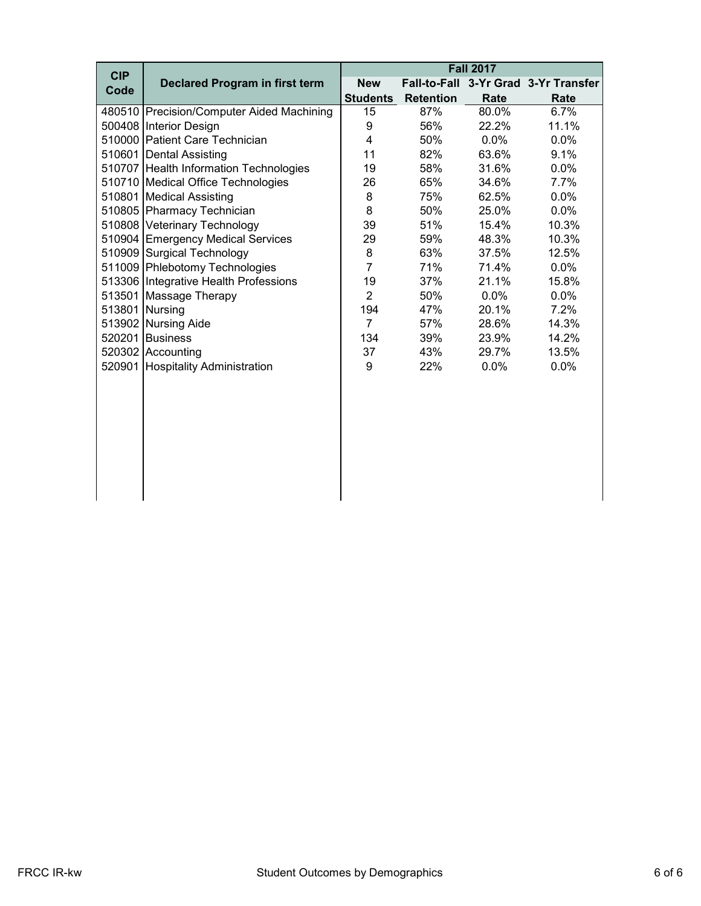| CIP Code | Declared Program in first term | Fall 2017 | | | |
|---|---|---|---|---|---|
| | | New Students | Fall-to-Fall Retention | 3-Yr Grad Rate | 3-Yr Transfer Rate |
| 480510 | Precision/Computer Aided Machining | 15 | 87% | 80.0% | 6.7% |
| 500408 | Interior Design | 9 | 56% | 22.2% | 11.1% |
| 510000 | Patient Care Technician | 4 | 50% | 0.0% | 0.0% |
| 510601 | Dental Assisting | 11 | 82% | 63.6% | 9.1% |
| 510707 | Health Information Technologies | 19 | 58% | 31.6% | 0.0% |
| 510710 | Medical Office Technologies | 26 | 65% | 34.6% | 7.7% |
| 510801 | Medical Assisting | 8 | 75% | 62.5% | 0.0% |
| 510805 | Pharmacy Technician | 8 | 50% | 25.0% | 0.0% |
| 510808 | Veterinary Technology | 39 | 51% | 15.4% | 10.3% |
| 510904 | Emergency Medical Services | 29 | 59% | 48.3% | 10.3% |
| 510909 | Surgical Technology | 8 | 63% | 37.5% | 12.5% |
| 511009 | Phlebotomy Technologies | 7 | 71% | 71.4% | 0.0% |
| 513306 | Integrative Health Professions | 19 | 37% | 21.1% | 15.8% |
| 513501 | Massage Therapy | 2 | 50% | 0.0% | 0.0% |
| 513801 | Nursing | 194 | 47% | 20.1% | 7.2% |
| 513902 | Nursing Aide | 7 | 57% | 28.6% | 14.3% |
| 520201 | Business | 134 | 39% | 23.9% | 14.2% |
| 520302 | Accounting | 37 | 43% | 29.7% | 13.5% |
| 520901 | Hospitality Administration | 9 | 22% | 0.0% | 0.0% |